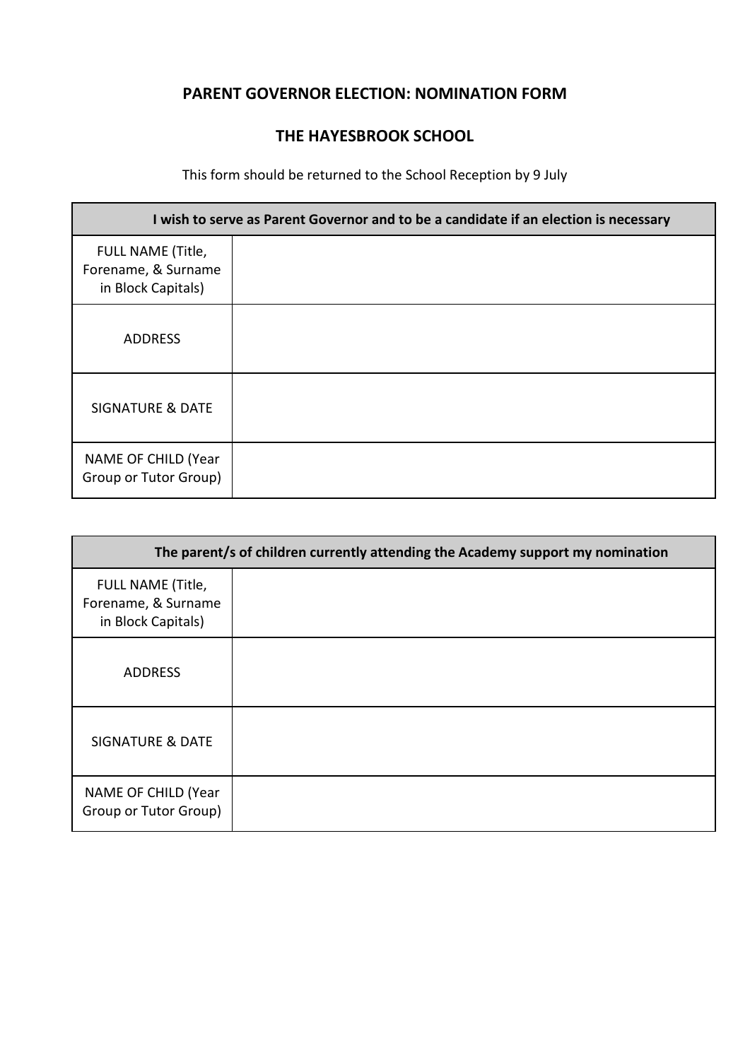## PARENT GOVERNOR ELECTION: NOMINATION FORM

## THE HAYESBROOK SCHOOL

This form should be returned to the School Reception by 9 July

| I wish to serve as Parent Governor and to be a candidate if an election is necessary | |
|---|---|
| FULL NAME (Title, Forename, & Surname in Block Capitals) | |
| ADDRESS | |
| SIGNATURE & DATE | |
| NAME OF CHILD (Year Group or Tutor Group) | |

| The parent/s of children currently attending the Academy support my nomination | |
|---|---|
| FULL NAME (Title, Forename, & Surname in Block Capitals) | |
| ADDRESS | |
| SIGNATURE & DATE | |
| NAME OF CHILD (Year Group or Tutor Group) | |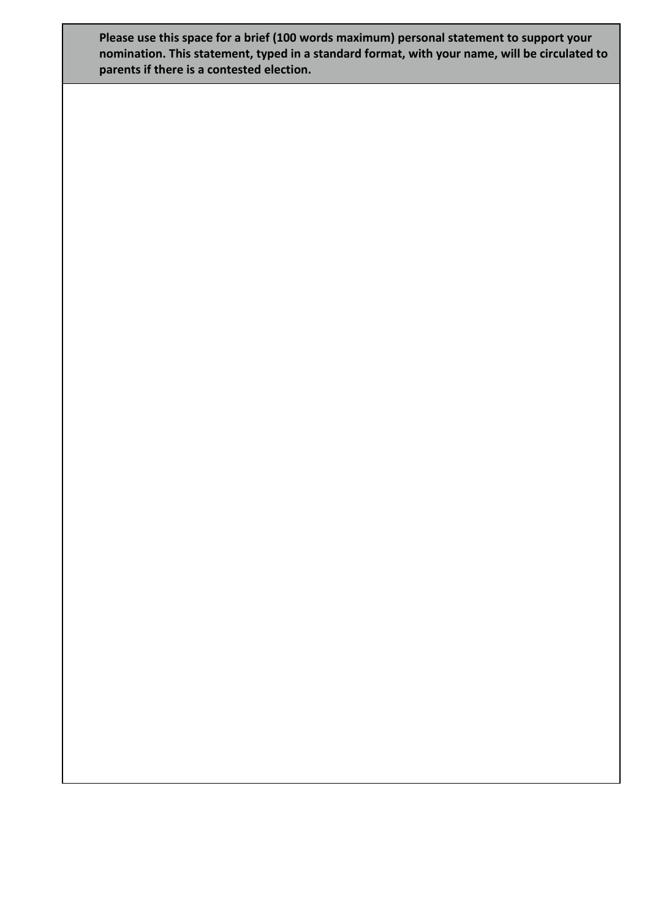**Please use this space for a brief (100 words maximum) personal statement to support your nomination. This statement, typed in a standard format, with your name, will be circulated to parents if there is a contested election.**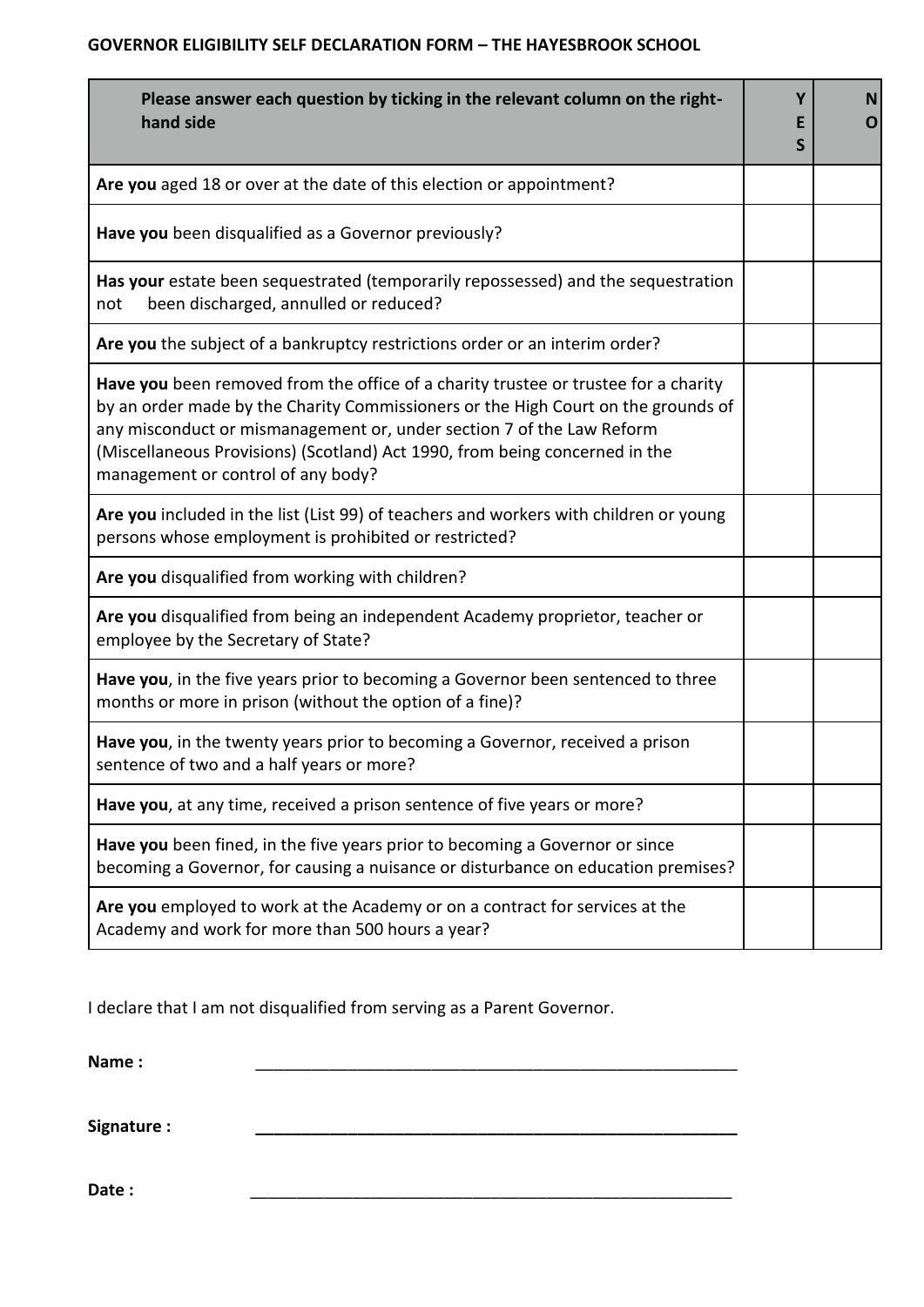**GOVERNOR ELIGIBILITY SELF DECLARATION FORM – THE HAYESBROOK SCHOOL**

| **Please answer each question by ticking in the relevant column on the right-hand side** | **YES** | **NO** |
|---|---|---|
| **Are you** aged 18 or over at the date of this election or appointment? | | |
| **Have you** been disqualified as a Governor previously? | | |
| **Has your** estate been sequestrated (temporarily repossessed) and the sequestration not been discharged, annulled or reduced? | | |
| **Are you** the subject of a bankruptcy restrictions order or an interim order? | | |
| **Have you** been removed from the office of a charity trustee or trustee for a charity by an order made by the Charity Commissioners or the High Court on the grounds of any misconduct or mismanagement or, under section 7 of the Law Reform (Miscellaneous Provisions) (Scotland) Act 1990, from being concerned in the management or control of any body? | | |
| **Are you** included in the list (List 99) of teachers and workers with children or young persons whose employment is prohibited or restricted? | | |
| **Are you** disqualified from working with children? | | |
| **Are you** disqualified from being an independent Academy proprietor, teacher or employee by the Secretary of State? | | |
| **Have you**, in the five years prior to becoming a Governor been sentenced to three months or more in prison (without the option of a fine)? | | |
| **Have you**, in the twenty years prior to becoming a Governor, received a prison sentence of two and a half years or more? | | |
| **Have you**, at any time, received a prison sentence of five years or more? | | |
| **Have you** been fined, in the five years prior to becoming a Governor or since becoming a Governor, for causing a nuisance or disturbance on education premises? | | |
| **Are you** employed to work at the Academy or on a contract for services at the Academy and work for more than 500 hours a year? | | |

I declare that I am not disqualified from serving as a Parent Governor.

**Name :** _______________________________________________

**Signature :** _______________________________________________

**Date :** _______________________________________________